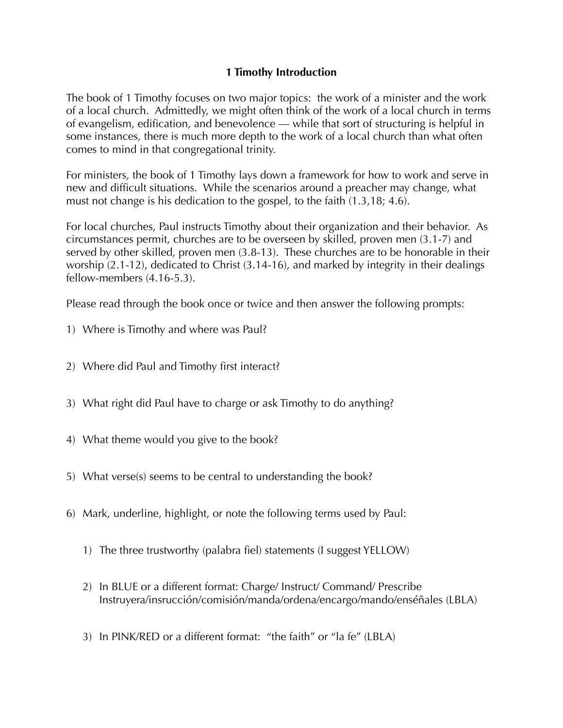# 1 Timothy Introduction

The book of 1 Timothy focuses on two major topics: the work of a minister and the work of a local church. Admittedly, we might often think of the work of a local church in terms of evangelism, edification, and benevolence — while that sort of structuring is helpful in some instances, there is much more depth to the work of a local church than what often comes to mind in that congregational trinity.

For ministers, the book of 1 Timothy lays down a framework for how to work and serve in new and difficult situations. While the scenarios around a preacher may change, what must not change is his dedication to the gospel, to the faith (1.3,18; 4.6).

For local churches, Paul instructs Timothy about their organization and their behavior. As circumstances permit, churches are to be overseen by skilled, proven men (3.1-7) and served by other skilled, proven men (3.8-13). These churches are to be honorable in their worship (2.1-12), dedicated to Christ (3.14-16), and marked by integrity in their dealings fellow-members (4.16-5.3).

Please read through the book once or twice and then answer the following prompts:

1) Where is Timothy and where was Paul?

2) Where did Paul and Timothy first interact?

3) What right did Paul have to charge or ask Timothy to do anything?

4) What theme would you give to the book?

5) What verse(s) seems to be central to understanding the book?

6) Mark, underline, highlight, or note the following terms used by Paul:

   1) The three trustworthy (palabra fiel) statements (I suggest YELLOW)

   2) In BLUE or a different format: Charge/ Instruct/ Command/ Prescribe Instruyera/insrucción/comisión/manda/ordena/encargo/mando/enséñales (LBLA)

   3) In PINK/RED or a different format: "the faith" or "la fe" (LBLA)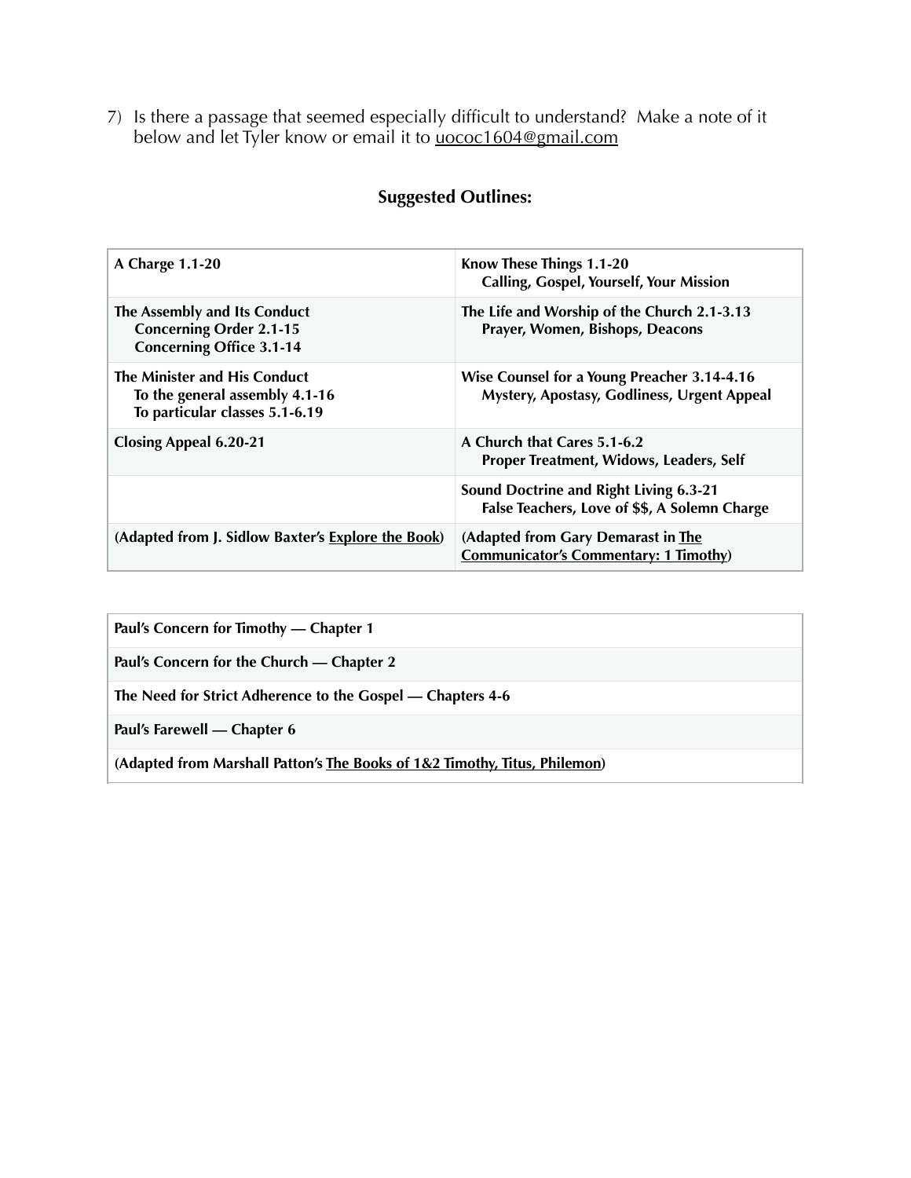7) Is there a passage that seemed especially difficult to understand? Make a note of it below and let Tyler know or email it to uococ1604@gmail.com

## Suggested Outlines:

| | |
|---|---|
| **A Charge 1.1-20** | **Know These Things 1.1-20**<br>**Calling, Gospel, Yourself, Your Mission** |
| **The Assembly and Its Conduct**<br>**Concerning Order 2.1-15**<br>**Concerning Office 3.1-14** | **The Life and Worship of the Church 2.1-3.13**<br>**Prayer, Women, Bishops, Deacons** |
| **The Minister and His Conduct**<br>**To the general assembly 4.1-16**<br>**To particular classes 5.1-6.19** | **Wise Counsel for a Young Preacher 3.14-4.16**<br>**Mystery, Apostasy, Godliness, Urgent Appeal** |
| **Closing Appeal 6.20-21** | **A Church that Cares 5.1-6.2**<br>**Proper Treatment, Widows, Leaders, Self** |
| | **Sound Doctrine and Right Living 6.3-21**<br>**False Teachers, Love of $$, A Solemn Charge** |
| **(Adapted from J. Sidlow Baxter's Explore the Book)** | **(Adapted from Gary Demarast in The Communicator's Commentary: 1 Timothy)** |

| |
|---|
| **Paul's Concern for Timothy — Chapter 1** |
| **Paul's Concern for the Church — Chapter 2** |
| **The Need for Strict Adherence to the Gospel — Chapters 4-6** |
| **Paul's Farewell — Chapter 6** |
| **(Adapted from Marshall Patton's The Books of 1&2 Timothy, Titus, Philemon)** |